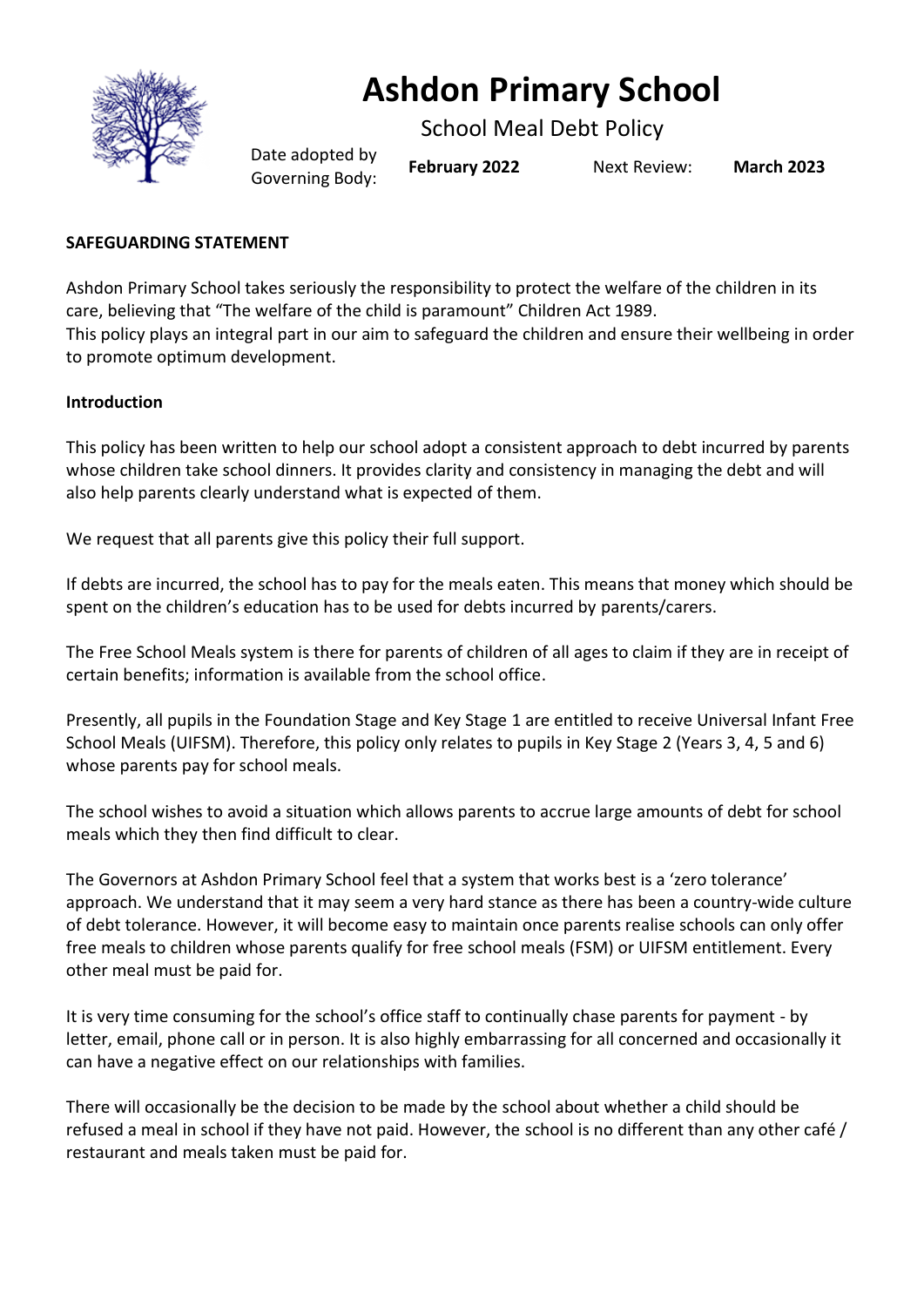# Ashdon Primary School

## School Meal Debt Policy

Date adopted by Governing Body: **February 2022** Next Review: **March 2023**

**SAFEGUARDING STATEMENT**

Ashdon Primary School takes seriously the responsibility to protect the welfare of the children in its care, believing that "The welfare of the child is paramount" Children Act 1989.
This policy plays an integral part in our aim to safeguard the children and ensure their wellbeing in order to promote optimum development.

**Introduction**

This policy has been written to help our school adopt a consistent approach to debt incurred by parents whose children take school dinners. It provides clarity and consistency in managing the debt and will also help parents clearly understand what is expected of them.

We request that all parents give this policy their full support.

If debts are incurred, the school has to pay for the meals eaten. This means that money which should be spent on the children's education has to be used for debts incurred by parents/carers.

The Free School Meals system is there for parents of children of all ages to claim if they are in receipt of certain benefits; information is available from the school office.

Presently, all pupils in the Foundation Stage and Key Stage 1 are entitled to receive Universal Infant Free School Meals (UIFSM). Therefore, this policy only relates to pupils in Key Stage 2 (Years 3, 4, 5 and 6) whose parents pay for school meals.

The school wishes to avoid a situation which allows parents to accrue large amounts of debt for school meals which they then find difficult to clear.

The Governors at Ashdon Primary School feel that a system that works best is a 'zero tolerance' approach. We understand that it may seem a very hard stance as there has been a country-wide culture of debt tolerance. However, it will become easy to maintain once parents realise schools can only offer free meals to children whose parents qualify for free school meals (FSM) or UIFSM entitlement. Every other meal must be paid for.

It is very time consuming for the school's office staff to continually chase parents for payment - by letter, email, phone call or in person. It is also highly embarrassing for all concerned and occasionally it can have a negative effect on our relationships with families.

There will occasionally be the decision to be made by the school about whether a child should be refused a meal in school if they have not paid. However, the school is no different than any other café / restaurant and meals taken must be paid for.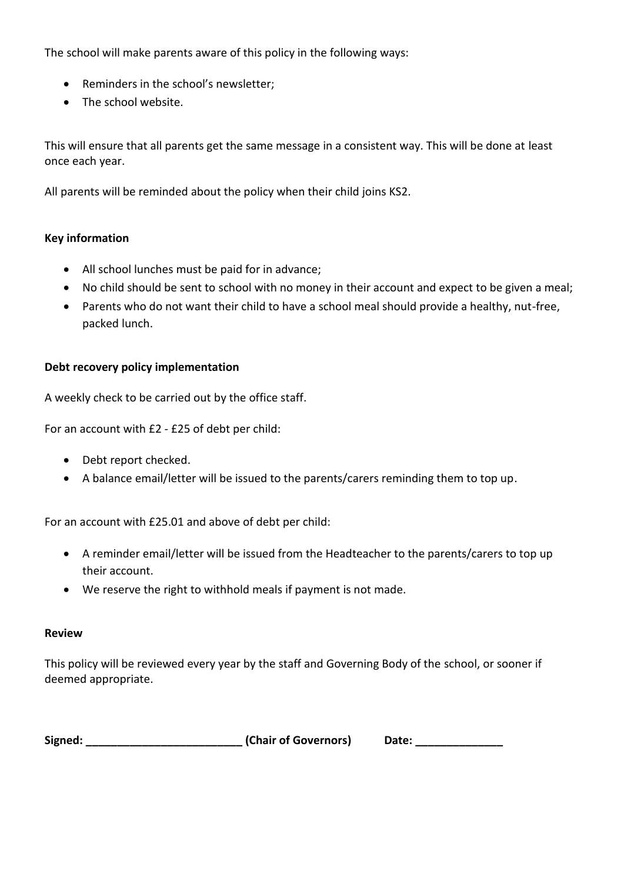The school will make parents aware of this policy in the following ways:

- Reminders in the school's newsletter;
- The school website.

This will ensure that all parents get the same message in a consistent way. This will be done at least once each year.

All parents will be reminded about the policy when their child joins KS2.

**Key information**

- All school lunches must be paid for in advance;
- No child should be sent to school with no money in their account and expect to be given a meal;
- Parents who do not want their child to have a school meal should provide a healthy, nut-free, packed lunch.

**Debt recovery policy implementation**

A weekly check to be carried out by the office staff.

For an account with £2 - £25 of debt per child:

- Debt report checked.
- A balance email/letter will be issued to the parents/carers reminding them to top up.

For an account with £25.01 and above of debt per child:

- A reminder email/letter will be issued from the Headteacher to the parents/carers to top up their account.
- We reserve the right to withhold meals if payment is not made.

**Review**

This policy will be reviewed every year by the staff and Governing Body of the school, or sooner if deemed appropriate.

**Signed: _________________________ (Chair of Governors) Date: ______________**